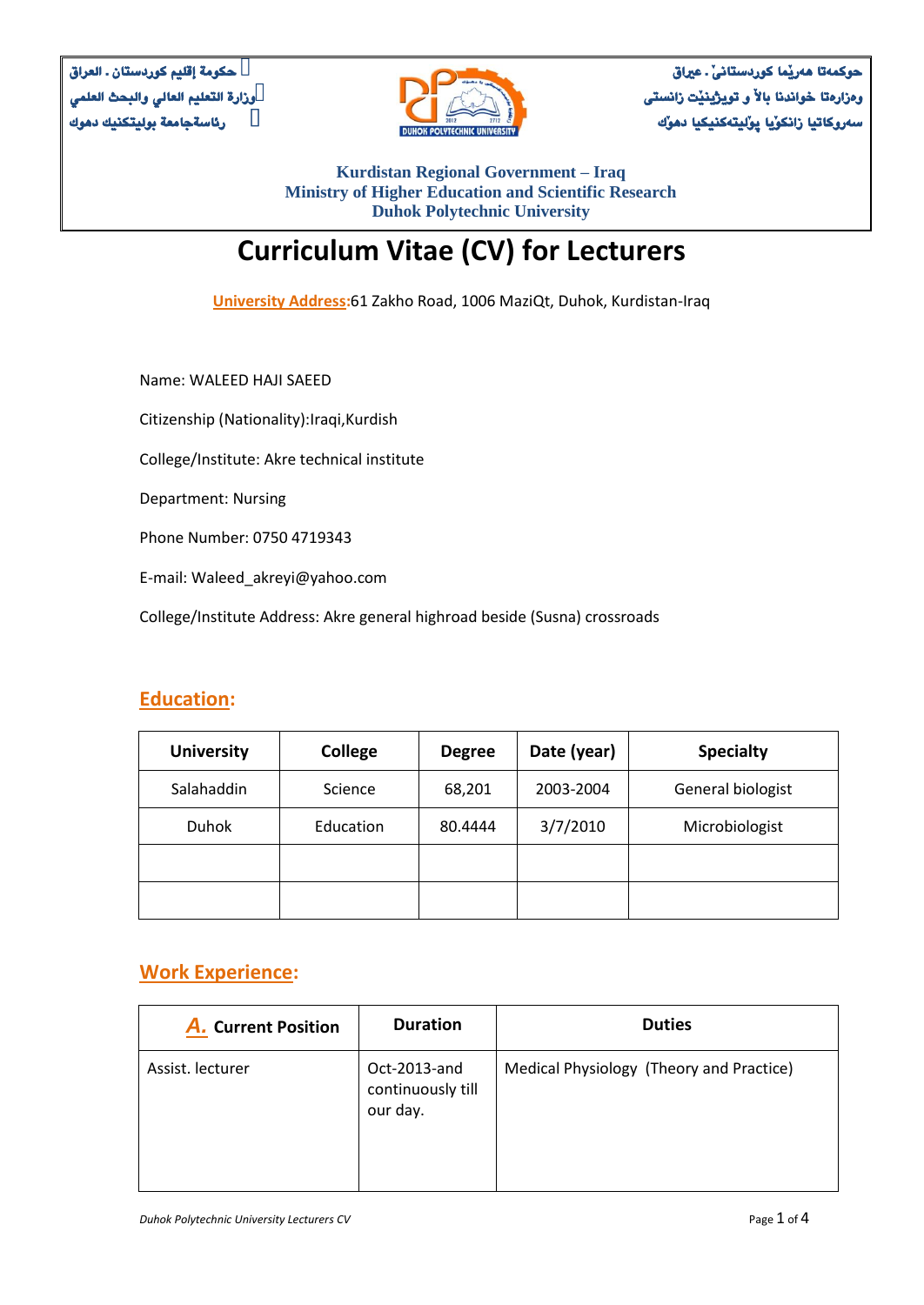حكومة إقليم كوردستان . العراق
وزارة التعليم العالي والبحث العلمي
رئاسةجامعة بوليتكنيك دهوك

حوكمەتا هەرێما كوردستانێ . عیراق
وەزارەتا خواندنا بالآ و توێژینێت زانستی
سەروكاتیا زانكۆیا پۆلیتەكنیكیا دهۆك

**Kurdistan Regional Government – Iraq**
**Ministry of Higher Education and Scientific Research**
**Duhok Polytechnic University**

# Curriculum Vitae (CV) for Lecturers

University Address:61 Zakho Road, 1006 MaziQt, Duhok, Kurdistan-Iraq

Name: WALEED HAJI SAEED

Citizenship (Nationality):Iraqi,Kurdish

College/Institute: Akre technical institute

Department: Nursing

Phone Number: 0750 4719343

E-mail: Waleed_akreyi@yahoo.com

College/Institute Address: Akre general highroad beside (Susna) crossroads

## Education:

| University | College | Degree | Date (year) | Specialty |
|---|---|---|---|---|
| Salahaddin | Science | 68,201 | 2003-2004 | General biologist |
| Duhok | Education | 80.4444 | 3/7/2010 | Microbiologist |
| | | | | |
| | | | | |

## Work Experience:

| A. Current Position | Duration | Duties |
|---|---|---|
| Assist. lecturer | Oct-2013-and continuously till our day. | Medical Physiology (Theory and Practice) |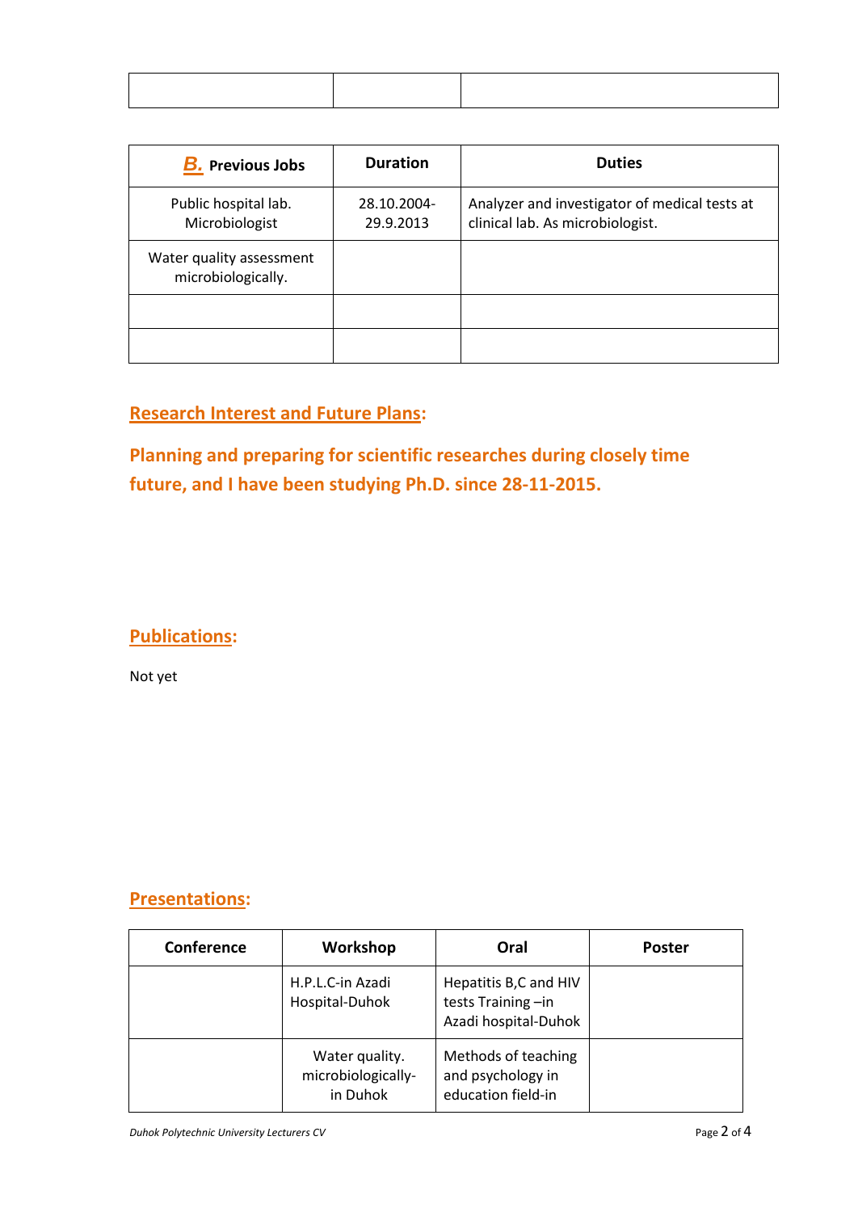|  |  |  |
|---|---|---|
|  |  |  |

| **B. Previous Jobs** | **Duration** | **Duties** |
|---|---|---|
| Public hospital lab. Microbiologist | 28.10.2004-29.9.2013 | Analyzer and investigator of medical tests at clinical lab. As microbiologist. |
| Water quality assessment microbiologically. |  |  |
|  |  |  |
|  |  |  |

## Research Interest and Future Plans:

**Planning and preparing for scientific researches during closely time future, and I have been studying Ph.D. since 28-11-2015.**

## Publications:

Not yet

## Presentations:

| **Conference** | **Workshop** | **Oral** | **Poster** |
|---|---|---|---|
|  | H.P.L.C-in Azadi Hospital-Duhok | Hepatitis B,C and HIV tests Training –in Azadi hospital-Duhok |  |
|  | Water quality. microbiologically-in Duhok | Methods of teaching and psychology in education field-in |  |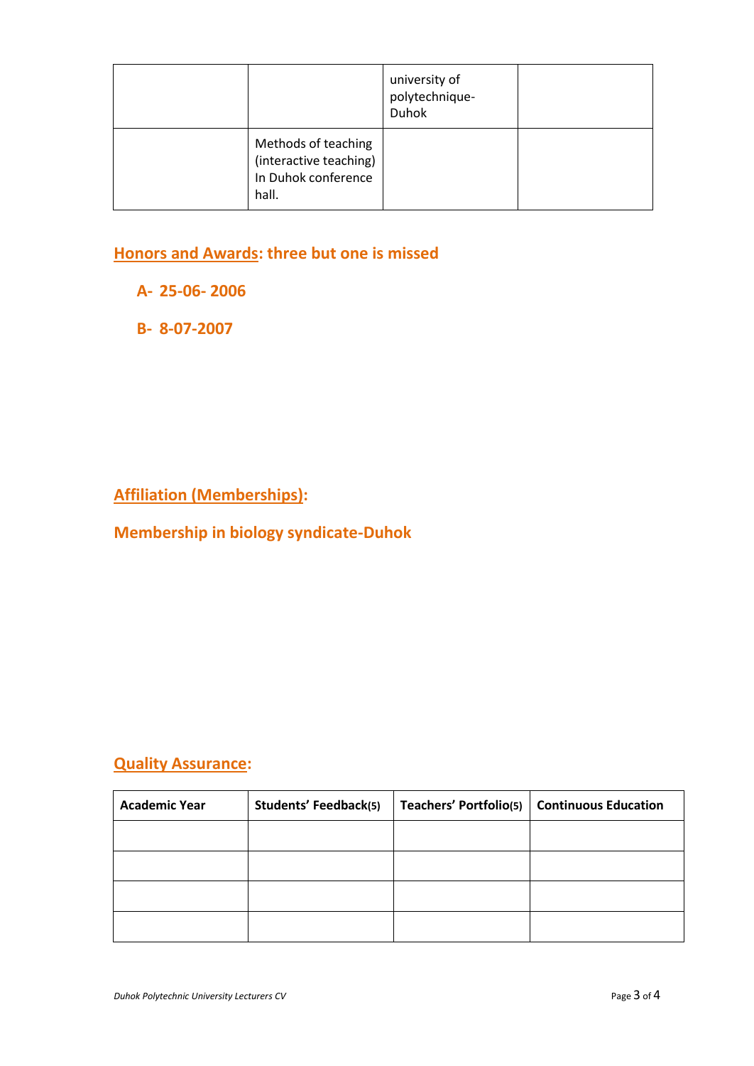| | | | |
|---|---|---|---|
| | | university of polytechnique-Duhok | |
| | Methods of teaching (interactive teaching) In Duhok conference hall. | | |

## Honors and Awards: three but one is missed

**A- 25-06- 2006**

**B- 8-07-2007**

## Affiliation (Memberships):

**Membership in biology syndicate-Duhok**

## Quality Assurance:

| Academic Year | Students' Feedback(5) | Teachers' Portfolio(5) | Continuous Education |
|---|---|---|---|
| | | | |
| | | | |
| | | | |
| | | | |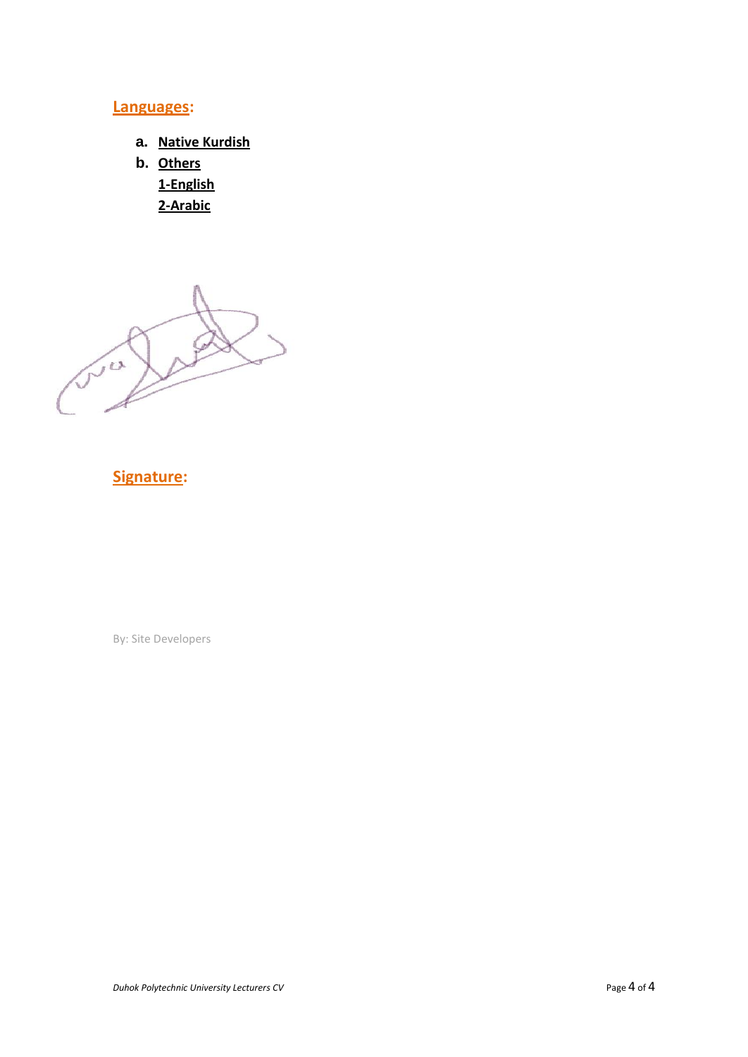## Languages:

a. **Native Kurdish**
b. **Others**
   **1-English**
   **2-Arabic**

## Signature:

By: Site Developers